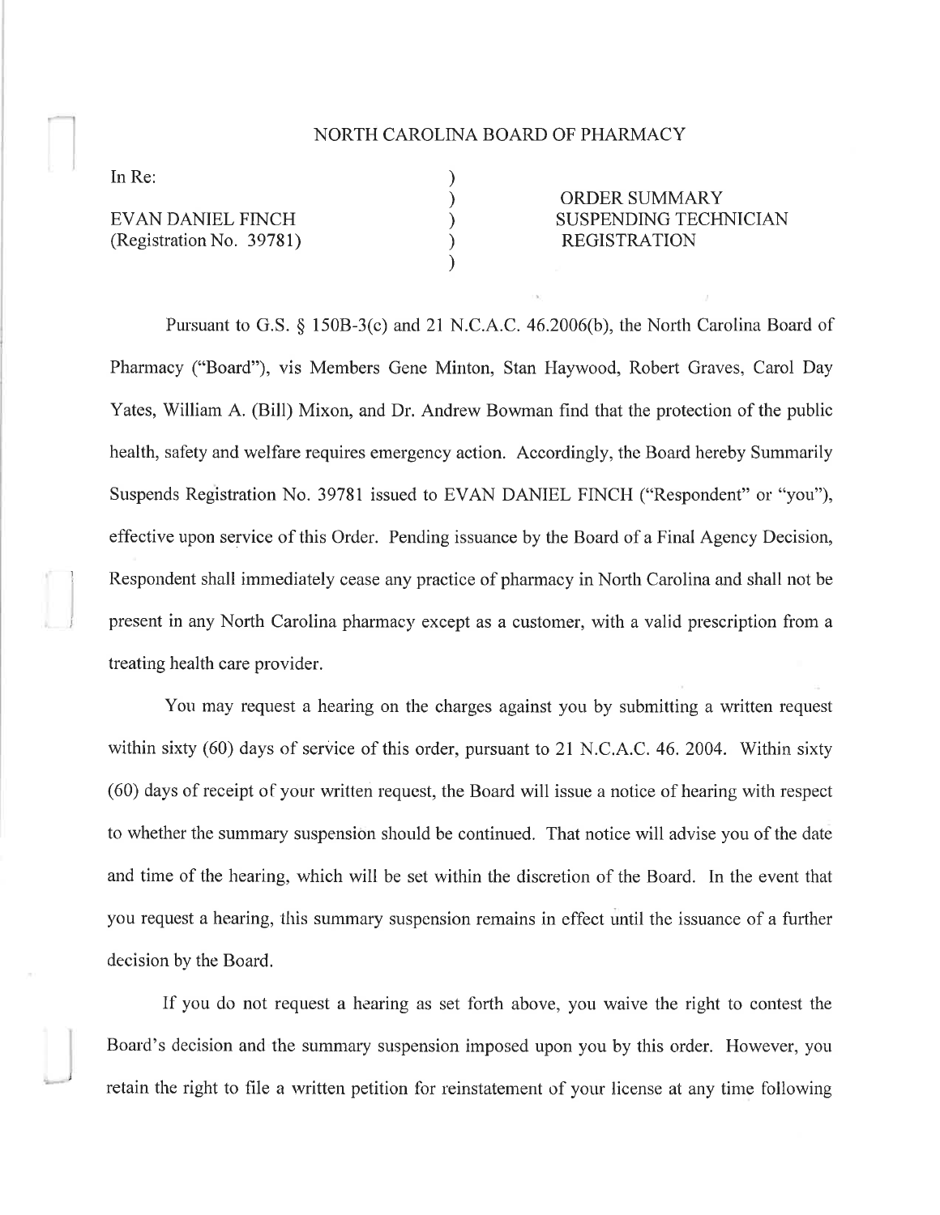# NORTH CAROLINA BOARD OF PHARMACY

In Re: )
 ) ORDER SUMMARY
EVAN DANIEL FINCH ) SUSPENDING TECHNICIAN
(Registration No. 39781) ) REGISTRATION
 )

Pursuant to G.S. § 150B-3(c) and 21 N.C.A.C. 46.2006(b), the North Carolina Board of Pharmacy ("Board"), vis Members Gene Minton, Stan Haywood, Robert Graves, Carol Day Yates, William A. (Bill) Mixon, and Dr. Andrew Bowman find that the protection of the public health, safety and welfare requires emergency action. Accordingly, the Board hereby Summarily Suspends Registration No. 39781 issued to EVAN DANIEL FINCH ("Respondent" or "you"), effective upon service of this Order. Pending issuance by the Board of a Final Agency Decision, Respondent shall immediately cease any practice of pharmacy in North Carolina and shall not be present in any North Carolina pharmacy except as a customer, with a valid prescription from a treating health care provider.

You may request a hearing on the charges against you by submitting a written request within sixty (60) days of service of this order, pursuant to 21 N.C.A.C. 46. 2004. Within sixty (60) days of receipt of your written request, the Board will issue a notice of hearing with respect to whether the summary suspension should be continued. That notice will advise you of the date and time of the hearing, which will be set within the discretion of the Board. In the event that you request a hearing, this summary suspension remains in effect until the issuance of a further decision by the Board.

If you do not request a hearing as set forth above, you waive the right to contest the Board's decision and the summary suspension imposed upon you by this order. However, you retain the right to file a written petition for reinstatement of your license at any time following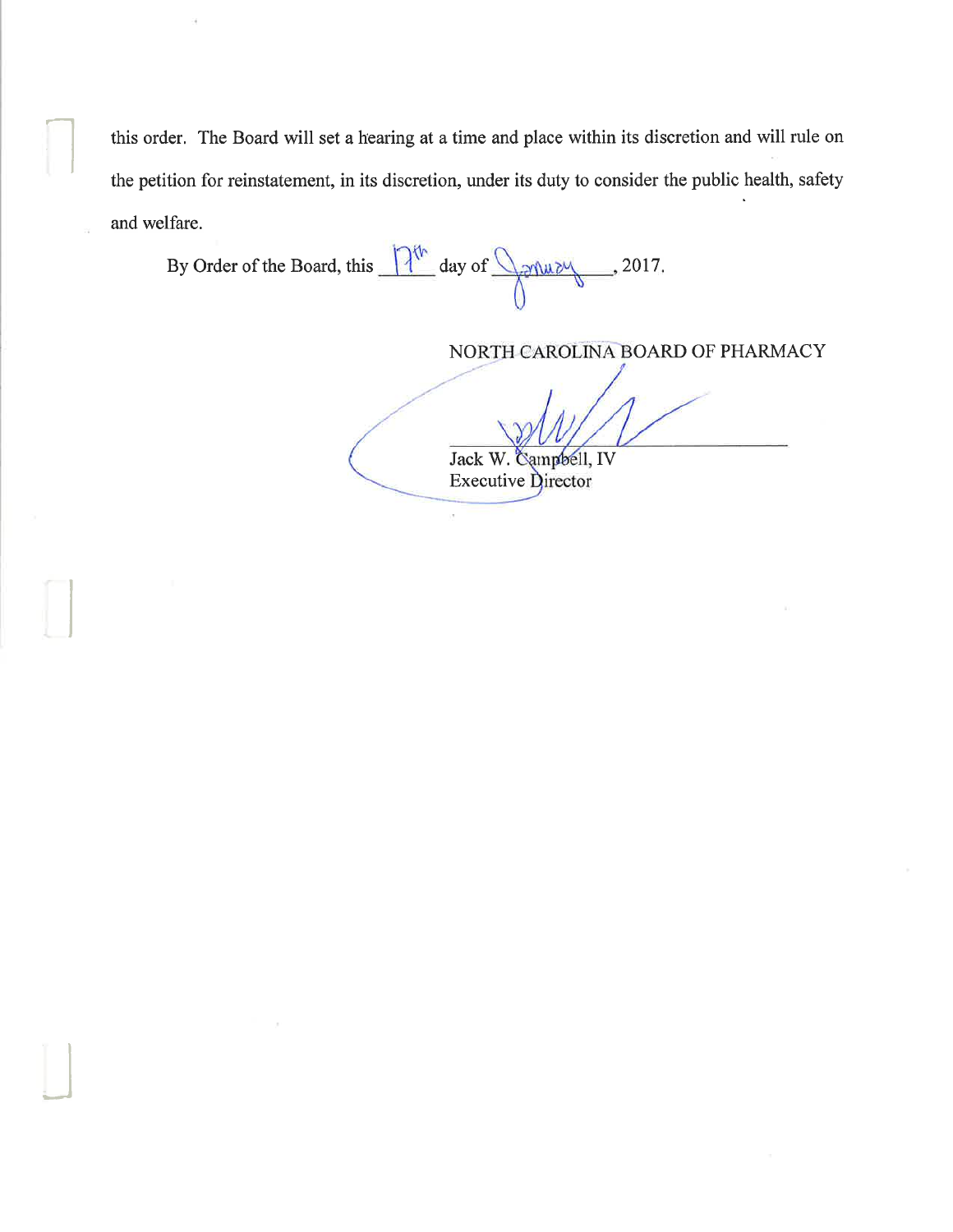this order. The Board will set a hearing at a time and place within its discretion and will rule on the petition for reinstatement, in its discretion, under its duty to consider the public health, safety and welfare.

By Order of the Board, this 17th day of January, 2017.

NORTH CAROLINA BOARD OF PHARMACY

Jack W. Campbell, IV
Executive Director